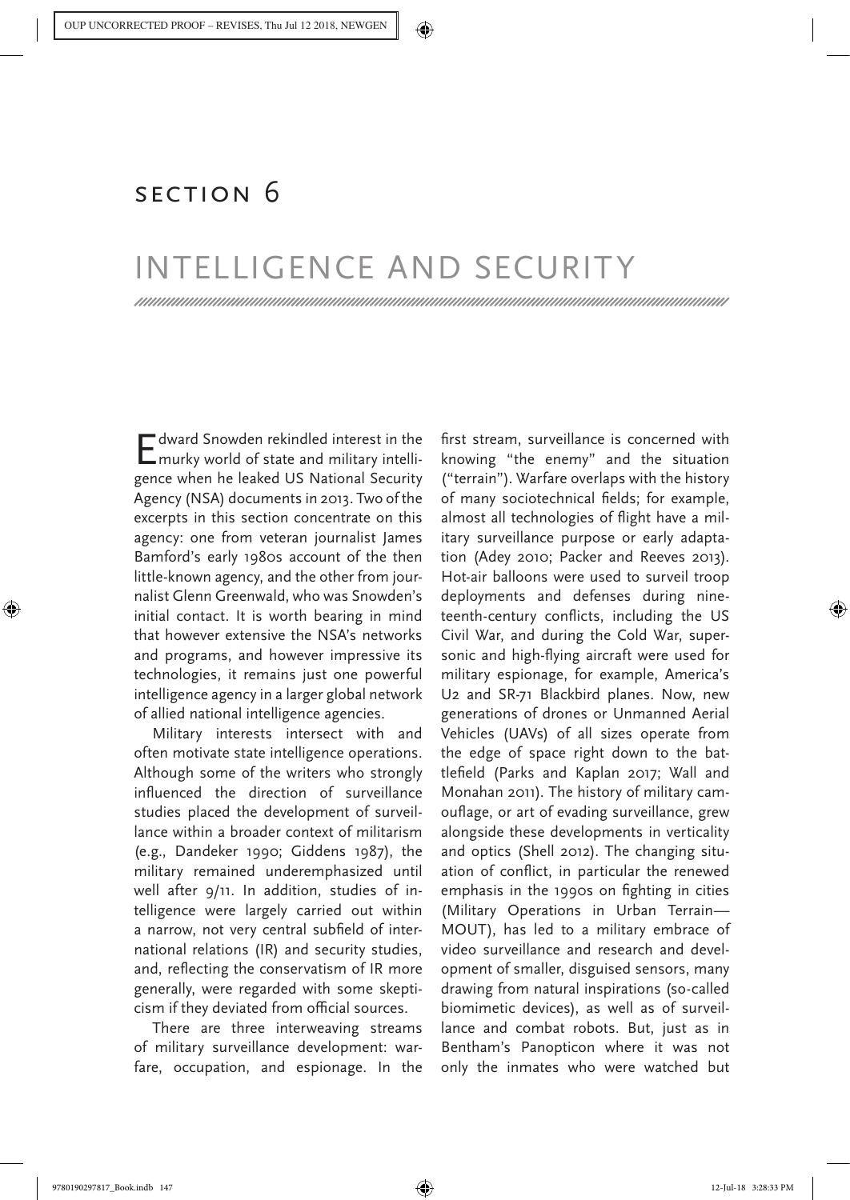# SECTION 6

# INTELLIGENCE AND SECURITY

Edward Snowden rekindled interest in the murky world of state and military intelligence when he leaked US National Security Agency (NSA) documents in 2013. Two of the excerpts in this section concentrate on this agency: one from veteran journalist James Bamford's early 1980s account of the then little-known agency, and the other from journalist Glenn Greenwald, who was Snowden's initial contact. It is worth bearing in mind that however extensive the NSA's networks and programs, and however impressive its technologies, it remains just one powerful intelligence agency in a larger global network of allied national intelligence agencies.

Military interests intersect with and often motivate state intelligence operations. Although some of the writers who strongly influenced the direction of surveillance studies placed the development of surveillance within a broader context of militarism (e.g., Dandeker 1990; Giddens 1987), the military remained underemphasized until well after 9/11. In addition, studies of intelligence were largely carried out within a narrow, not very central subfield of international relations (IR) and security studies, and, reflecting the conservatism of IR more generally, were regarded with some skepticism if they deviated from official sources.

There are three interweaving streams of military surveillance development: warfare, occupation, and espionage. In the first stream, surveillance is concerned with knowing "the enemy" and the situation ("terrain"). Warfare overlaps with the history of many sociotechnical fields; for example, almost all technologies of flight have a military surveillance purpose or early adaptation (Adey 2010; Packer and Reeves 2013). Hot-air balloons were used to surveil troop deployments and defenses during nineteenth-century conflicts, including the US Civil War, and during the Cold War, supersonic and high-flying aircraft were used for military espionage, for example, America's U2 and SR-71 Blackbird planes. Now, new generations of drones or Unmanned Aerial Vehicles (UAVs) of all sizes operate from the edge of space right down to the battlefield (Parks and Kaplan 2017; Wall and Monahan 2011). The history of military camouflage, or art of evading surveillance, grew alongside these developments in verticality and optics (Shell 2012). The changing situation of conflict, in particular the renewed emphasis in the 1990s on fighting in cities (Military Operations in Urban Terrain—MOUT), has led to a military embrace of video surveillance and research and development of smaller, disguised sensors, many drawing from natural inspirations (so-called biomimetic devices), as well as of surveillance and combat robots. But, just as in Bentham's Panopticon where it was not only the inmates who were watched but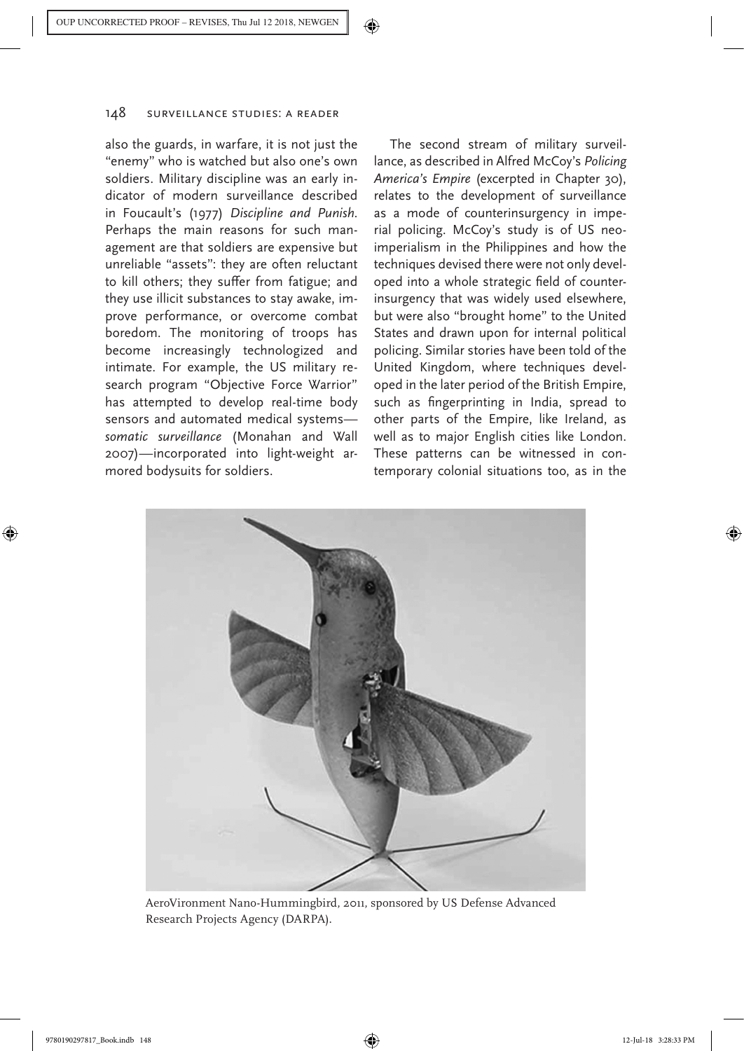also the guards, in warfare, it is not just the "enemy" who is watched but also one's own soldiers. Military discipline was an early indicator of modern surveillance described in Foucault's (1977) *Discipline and Punish*. Perhaps the main reasons for such management are that soldiers are expensive but unreliable "assets": they are often reluctant to kill others; they suffer from fatigue; and they use illicit substances to stay awake, improve performance, or overcome combat boredom. The monitoring of troops has become increasingly technologized and intimate. For example, the US military research program "Objective Force Warrior" has attempted to develop real-time body sensors and automated medical systems—*somatic surveillance* (Monahan and Wall 2007)—incorporated into light-weight armored bodysuits for soldiers.

The second stream of military surveillance, as described in Alfred McCoy's *Policing America's Empire* (excerpted in Chapter 30), relates to the development of surveillance as a mode of counterinsurgency in imperial policing. McCoy's study is of US neoimperialism in the Philippines and how the techniques devised there were not only developed into a whole strategic field of counterinsurgency that was widely used elsewhere, but were also "brought home" to the United States and drawn upon for internal political policing. Similar stories have been told of the United Kingdom, where techniques developed in the later period of the British Empire, such as fingerprinting in India, spread to other parts of the Empire, like Ireland, as well as to major English cities like London. These patterns can be witnessed in contemporary colonial situations too, as in the

AeroVironment Nano-Hummingbird, 2011, sponsored by US Defense Advanced Research Projects Agency (DARPA).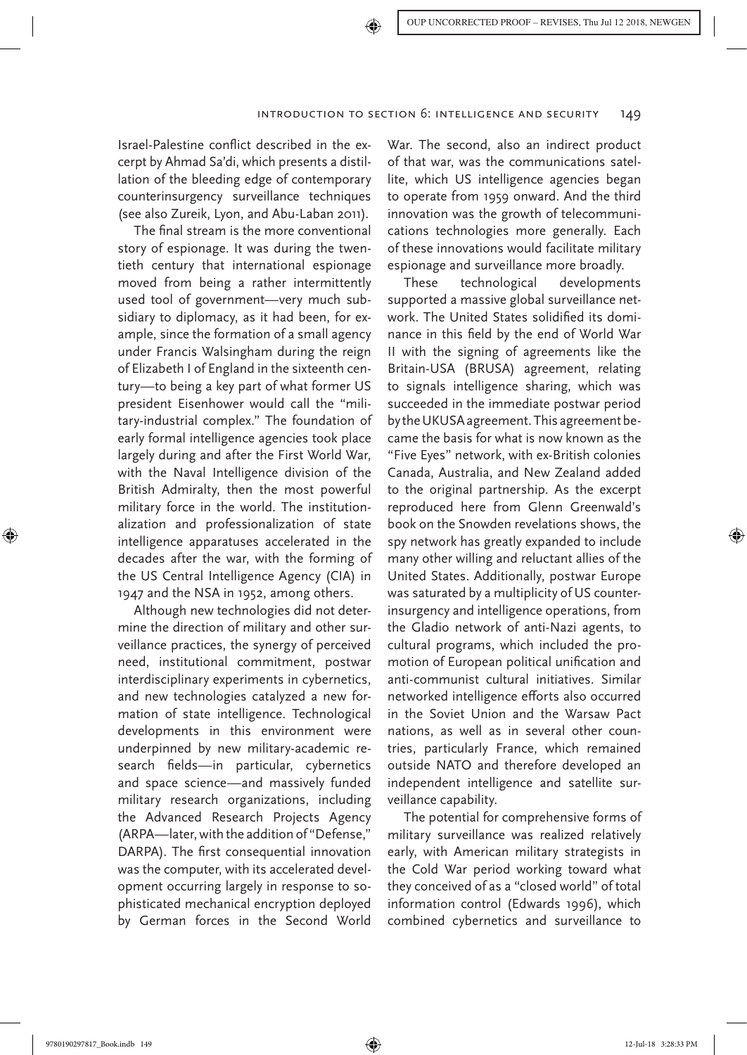Israel-Palestine conflict described in the excerpt by Ahmad Sa'di, which presents a distillation of the bleeding edge of contemporary counterinsurgency surveillance techniques (see also Zureik, Lyon, and Abu-Laban 2011).

The final stream is the more conventional story of espionage. It was during the twentieth century that international espionage moved from being a rather intermittently used tool of government—very much subsidiary to diplomacy, as it had been, for example, since the formation of a small agency under Francis Walsingham during the reign of Elizabeth I of England in the sixteenth century—to being a key part of what former US president Eisenhower would call the "military-industrial complex." The foundation of early formal intelligence agencies took place largely during and after the First World War, with the Naval Intelligence division of the British Admiralty, then the most powerful military force in the world. The institutionalization and professionalization of state intelligence apparatuses accelerated in the decades after the war, with the forming of the US Central Intelligence Agency (CIA) in 1947 and the NSA in 1952, among others.

Although new technologies did not determine the direction of military and other surveillance practices, the synergy of perceived need, institutional commitment, postwar interdisciplinary experiments in cybernetics, and new technologies catalyzed a new formation of state intelligence. Technological developments in this environment were underpinned by new military-academic research fields—in particular, cybernetics and space science—and massively funded military research organizations, including the Advanced Research Projects Agency (ARPA—later, with the addition of "Defense," DARPA). The first consequential innovation was the computer, with its accelerated development occurring largely in response to sophisticated mechanical encryption deployed by German forces in the Second World War. The second, also an indirect product of that war, was the communications satellite, which US intelligence agencies began to operate from 1959 onward. And the third innovation was the growth of telecommunications technologies more generally. Each of these innovations would facilitate military espionage and surveillance more broadly.

These technological developments supported a massive global surveillance network. The United States solidified its dominance in this field by the end of World War II with the signing of agreements like the Britain-USA (BRUSA) agreement, relating to signals intelligence sharing, which was succeeded in the immediate postwar period by the UKUSA agreement. This agreement became the basis for what is now known as the "Five Eyes" network, with ex-British colonies Canada, Australia, and New Zealand added to the original partnership. As the excerpt reproduced here from Glenn Greenwald's book on the Snowden revelations shows, the spy network has greatly expanded to include many other willing and reluctant allies of the United States. Additionally, postwar Europe was saturated by a multiplicity of US counterinsurgency and intelligence operations, from the Gladio network of anti-Nazi agents, to cultural programs, which included the promotion of European political unification and anti-communist cultural initiatives. Similar networked intelligence efforts also occurred in the Soviet Union and the Warsaw Pact nations, as well as in several other countries, particularly France, which remained outside NATO and therefore developed an independent intelligence and satellite surveillance capability.

The potential for comprehensive forms of military surveillance was realized relatively early, with American military strategists in the Cold War period working toward what they conceived of as a "closed world" of total information control (Edwards 1996), which combined cybernetics and surveillance to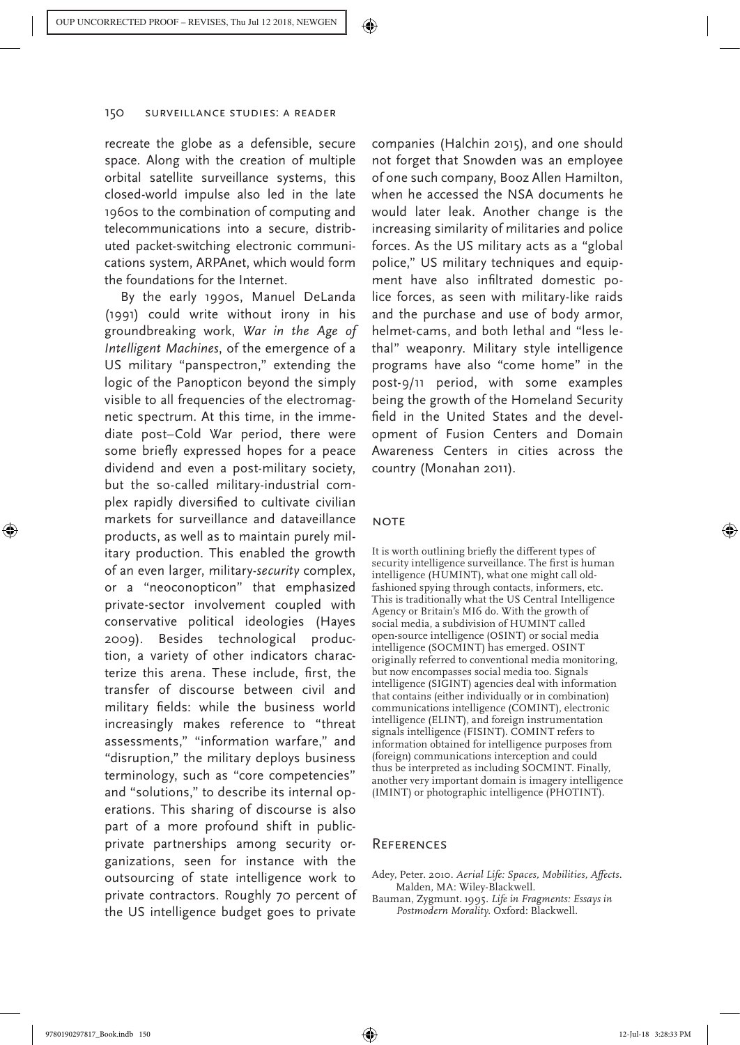recreate the globe as a defensible, secure space. Along with the creation of multiple orbital satellite surveillance systems, this closed-world impulse also led in the late 1960s to the combination of computing and telecommunications into a secure, distributed packet-switching electronic communications system, ARPAnet, which would form the foundations for the Internet.

By the early 1990s, Manuel DeLanda (1991) could write without irony in his groundbreaking work, *War in the Age of Intelligent Machines*, of the emergence of a US military "panspectron," extending the logic of the Panopticon beyond the simply visible to all frequencies of the electromagnetic spectrum. At this time, in the immediate post–Cold War period, there were some briefly expressed hopes for a peace dividend and even a post-military society, but the so-called military-industrial complex rapidly diversified to cultivate civilian markets for surveillance and dataveillance products, as well as to maintain purely military production. This enabled the growth of an even larger, military-*security* complex, or a "neoconopticon" that emphasized private-sector involvement coupled with conservative political ideologies (Hayes 2009). Besides technological production, a variety of other indicators characterize this arena. These include, first, the transfer of discourse between civil and military fields: while the business world increasingly makes reference to "threat assessments," "information warfare," and "disruption," the military deploys business terminology, such as "core competencies" and "solutions," to describe its internal operations. This sharing of discourse is also part of a more profound shift in public-private partnerships among security organizations, seen for instance with the outsourcing of state intelligence work to private contractors. Roughly 70 percent of the US intelligence budget goes to private companies (Halchin 2015), and one should not forget that Snowden was an employee of one such company, Booz Allen Hamilton, when he accessed the NSA documents he would later leak. Another change is the increasing similarity of militaries and police forces. As the US military acts as a "global police," US military techniques and equipment have also infiltrated domestic police forces, as seen with military-like raids and the purchase and use of body armor, helmet-cams, and both lethal and "less lethal" weaponry. Military style intelligence programs have also "come home" in the post-9/11 period, with some examples being the growth of the Homeland Security field in the United States and the development of Fusion Centers and Domain Awareness Centers in cities across the country (Monahan 2011).

## Note

It is worth outlining briefly the different types of security intelligence surveillance. The first is human intelligence (HUMINT), what one might call old-fashioned spying through contacts, informers, etc. This is traditionally what the US Central Intelligence Agency or Britain's MI6 do. With the growth of social media, a subdivision of HUMINT called open-source intelligence (OSINT) or social media intelligence (SOCMINT) has emerged. OSINT originally referred to conventional media monitoring, but now encompasses social media too. Signals intelligence (SIGINT) agencies deal with information that contains (either individually or in combination) communications intelligence (COMINT), electronic intelligence (ELINT), and foreign instrumentation signals intelligence (FISINT). COMINT refers to information obtained for intelligence purposes from (foreign) communications interception and could thus be interpreted as including SOCMINT. Finally, another very important domain is imagery intelligence (IMINT) or photographic intelligence (PHOTINT).

## References

Adey, Peter. 2010. *Aerial Life: Spaces, Mobilities, Affects*. Malden, MA: Wiley-Blackwell.

Bauman, Zygmunt. 1995. *Life in Fragments: Essays in Postmodern Morality*. Oxford: Blackwell.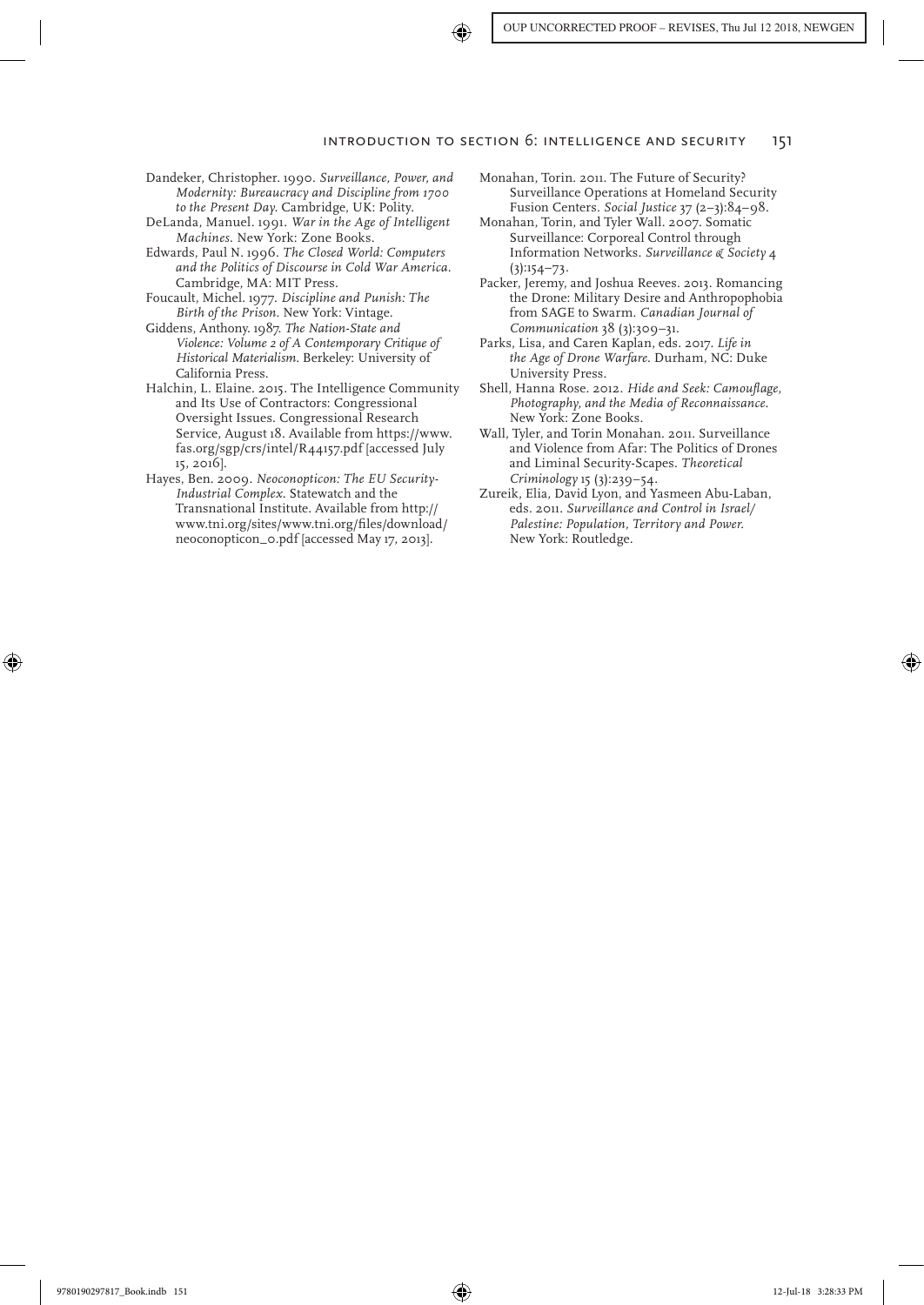Dandeker, Christopher. 1990. *Surveillance, Power, and Modernity: Bureaucracy and Discipline from 1700 to the Present Day*. Cambridge, UK: Polity.

DeLanda, Manuel. 1991. *War in the Age of Intelligent Machines*. New York: Zone Books.

Edwards, Paul N. 1996. *The Closed World: Computers and the Politics of Discourse in Cold War America*. Cambridge, MA: MIT Press.

Foucault, Michel. 1977. *Discipline and Punish: The Birth of the Prison*. New York: Vintage.

Giddens, Anthony. 1987. *The Nation-State and Violence: Volume 2 of A Contemporary Critique of Historical Materialism*. Berkeley: University of California Press.

Halchin, L. Elaine. 2015. The Intelligence Community and Its Use of Contractors: Congressional Oversight Issues. Congressional Research Service, August 18. Available from https://www.fas.org/sgp/crs/intel/R44157.pdf [accessed July 15, 2016].

Hayes, Ben. 2009. *Neoconopticon: The EU Security-Industrial Complex*. Statewatch and the Transnational Institute. Available from http://www.tni.org/sites/www.tni.org/files/download/neoconopticon_0.pdf [accessed May 17, 2013].

Monahan, Torin. 2011. The Future of Security? Surveillance Operations at Homeland Security Fusion Centers. *Social Justice* 37 (2–3):84–98.

Monahan, Torin, and Tyler Wall. 2007. Somatic Surveillance: Corporeal Control through Information Networks. *Surveillance & Society* 4 (3):154–73.

Packer, Jeremy, and Joshua Reeves. 2013. Romancing the Drone: Military Desire and Anthropophobia from SAGE to Swarm. *Canadian Journal of Communication* 38 (3):309–31.

Parks, Lisa, and Caren Kaplan, eds. 2017. *Life in the Age of Drone Warfare*. Durham, NC: Duke University Press.

Shell, Hanna Rose. 2012. *Hide and Seek: Camouflage, Photography, and the Media of Reconnaissance*. New York: Zone Books.

Wall, Tyler, and Torin Monahan. 2011. Surveillance and Violence from Afar: The Politics of Drones and Liminal Security-Scapes. *Theoretical Criminology* 15 (3):239–54.

Zureik, Elia, David Lyon, and Yasmeen Abu-Laban, eds. 2011. *Surveillance and Control in Israel/Palestine: Population, Territory and Power*. New York: Routledge.